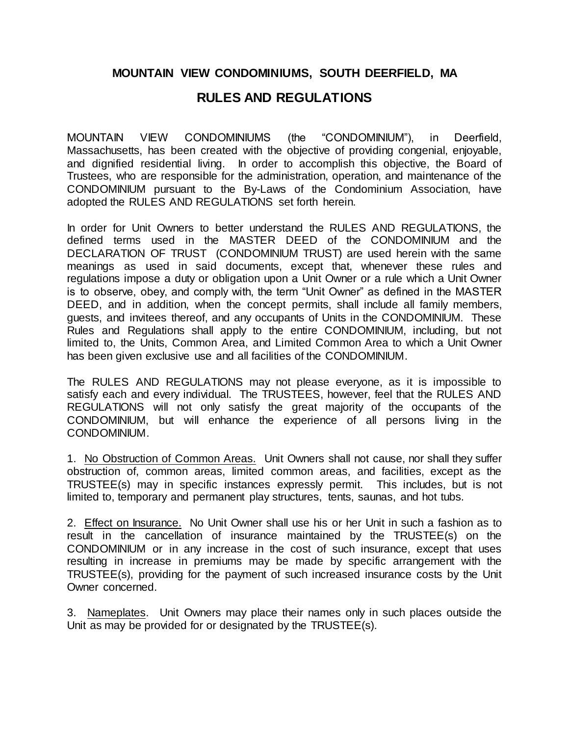# MOUNTAIN VIEW CONDOMINIUMS, SOUTH DEERFIELD, MA

## RULES AND REGULATIONS

MOUNTAIN VIEW CONDOMINIUMS (the "CONDOMINIUM"), in Deerfield, Massachusetts, has been created with the objective of providing congenial, enjoyable, and dignified residential living. In order to accomplish this objective, the Board of Trustees, who are responsible for the administration, operation, and maintenance of the CONDOMINIUM pursuant to the By-Laws of the Condominium Association, have adopted the RULES AND REGULATIONS set forth herein.

In order for Unit Owners to better understand the RULES AND REGULATIONS, the defined terms used in the MASTER DEED of the CONDOMINIUM and the DECLARATION OF TRUST (CONDOMINIUM TRUST) are used herein with the same meanings as used in said documents, except that, whenever these rules and regulations impose a duty or obligation upon a Unit Owner or a rule which a Unit Owner is to observe, obey, and comply with, the term "Unit Owner" as defined in the MASTER DEED, and in addition, when the concept permits, shall include all family members, guests, and invitees thereof, and any occupants of Units in the CONDOMINIUM. These Rules and Regulations shall apply to the entire CONDOMINIUM, including, but not limited to, the Units, Common Area, and Limited Common Area to which a Unit Owner has been given exclusive use and all facilities of the CONDOMINIUM.

The RULES AND REGULATIONS may not please everyone, as it is impossible to satisfy each and every individual. The TRUSTEES, however, feel that the RULES AND REGULATIONS will not only satisfy the great majority of the occupants of the CONDOMINIUM, but will enhance the experience of all persons living in the CONDOMINIUM.

1. <u>No Obstruction of Common Areas.</u> Unit Owners shall not cause, nor shall they suffer obstruction of, common areas, limited common areas, and facilities, except as the TRUSTEE(s) may in specific instances expressly permit. This includes, but is not limited to, temporary and permanent play structures, tents, saunas, and hot tubs.

2. <u>Effect on Insurance.</u> No Unit Owner shall use his or her Unit in such a fashion as to result in the cancellation of insurance maintained by the TRUSTEE(s) on the CONDOMINIUM or in any increase in the cost of such insurance, except that uses resulting in increase in premiums may be made by specific arrangement with the TRUSTEE(s), providing for the payment of such increased insurance costs by the Unit Owner concerned.

3. <u>Nameplates</u>. Unit Owners may place their names only in such places outside the Unit as may be provided for or designated by the TRUSTEE(s).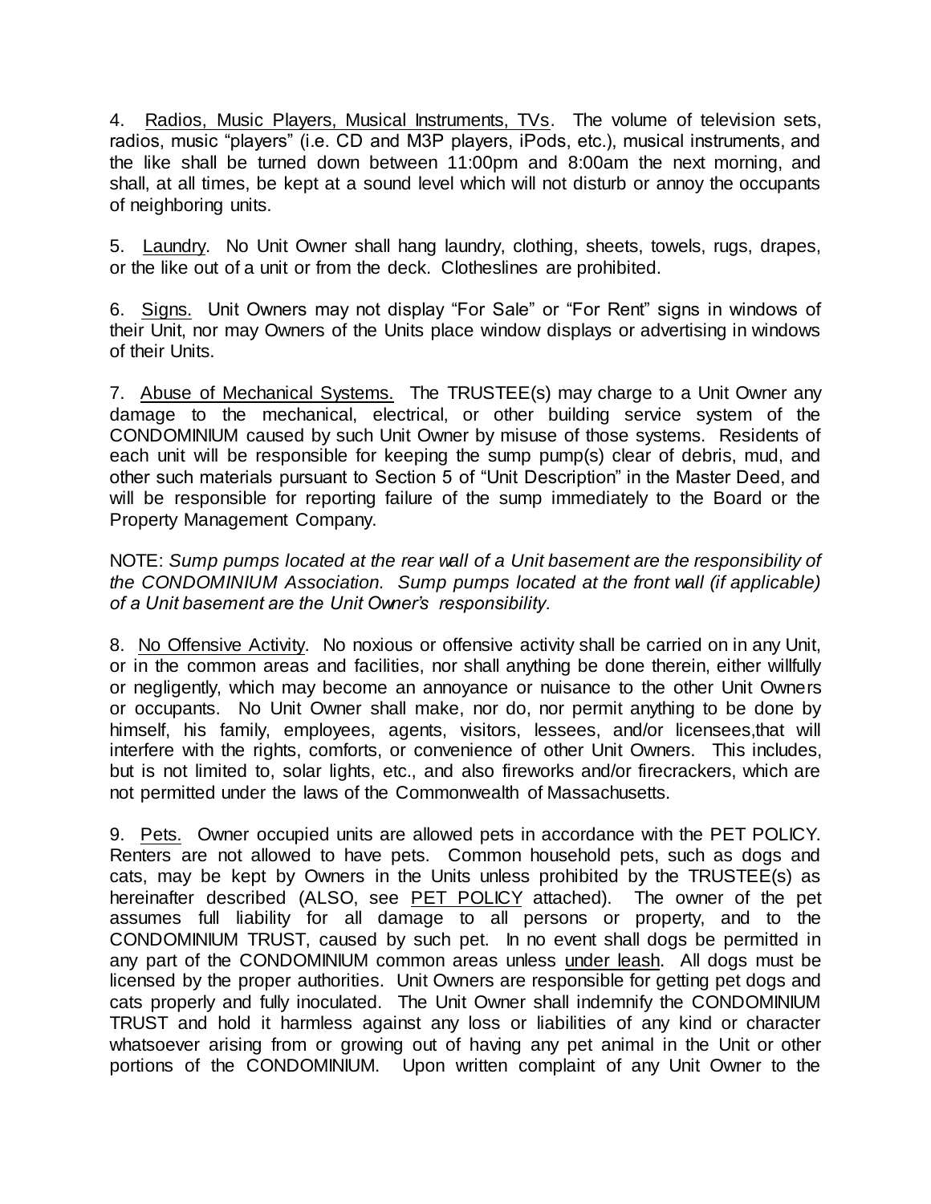4. Radios, Music Players, Musical Instruments, TVs. The volume of television sets, radios, music "players" (i.e. CD and M3P players, iPods, etc.), musical instruments, and the like shall be turned down between 11:00pm and 8:00am the next morning, and shall, at all times, be kept at a sound level which will not disturb or annoy the occupants of neighboring units.

5. Laundry. No Unit Owner shall hang laundry, clothing, sheets, towels, rugs, drapes, or the like out of a unit or from the deck. Clotheslines are prohibited.

6. Signs. Unit Owners may not display "For Sale" or "For Rent" signs in windows of their Unit, nor may Owners of the Units place window displays or advertising in windows of their Units.

7. Abuse of Mechanical Systems. The TRUSTEE(s) may charge to a Unit Owner any damage to the mechanical, electrical, or other building service system of the CONDOMINIUM caused by such Unit Owner by misuse of those systems. Residents of each unit will be responsible for keeping the sump pump(s) clear of debris, mud, and other such materials pursuant to Section 5 of "Unit Description" in the Master Deed, and will be responsible for reporting failure of the sump immediately to the Board or the Property Management Company.

NOTE: *Sump pumps located at the rear wall of a Unit basement are the responsibility of the CONDOMINIUM Association. Sump pumps located at the front wall (if applicable) of a Unit basement are the Unit Owner's responsibility.*

8. No Offensive Activity. No noxious or offensive activity shall be carried on in any Unit, or in the common areas and facilities, nor shall anything be done therein, either willfully or negligently, which may become an annoyance or nuisance to the other Unit Owners or occupants. No Unit Owner shall make, nor do, nor permit anything to be done by himself, his family, employees, agents, visitors, lessees, and/or licensees,that will interfere with the rights, comforts, or convenience of other Unit Owners. This includes, but is not limited to, solar lights, etc., and also fireworks and/or firecrackers, which are not permitted under the laws of the Commonwealth of Massachusetts.

9. Pets. Owner occupied units are allowed pets in accordance with the PET POLICY. Renters are not allowed to have pets. Common household pets, such as dogs and cats, may be kept by Owners in the Units unless prohibited by the TRUSTEE(s) as hereinafter described (ALSO, see PET POLICY attached). The owner of the pet assumes full liability for all damage to all persons or property, and to the CONDOMINIUM TRUST, caused by such pet. In no event shall dogs be permitted in any part of the CONDOMINIUM common areas unless under leash. All dogs must be licensed by the proper authorities. Unit Owners are responsible for getting pet dogs and cats properly and fully inoculated. The Unit Owner shall indemnify the CONDOMINIUM TRUST and hold it harmless against any loss or liabilities of any kind or character whatsoever arising from or growing out of having any pet animal in the Unit or other portions of the CONDOMINIUM. Upon written complaint of any Unit Owner to the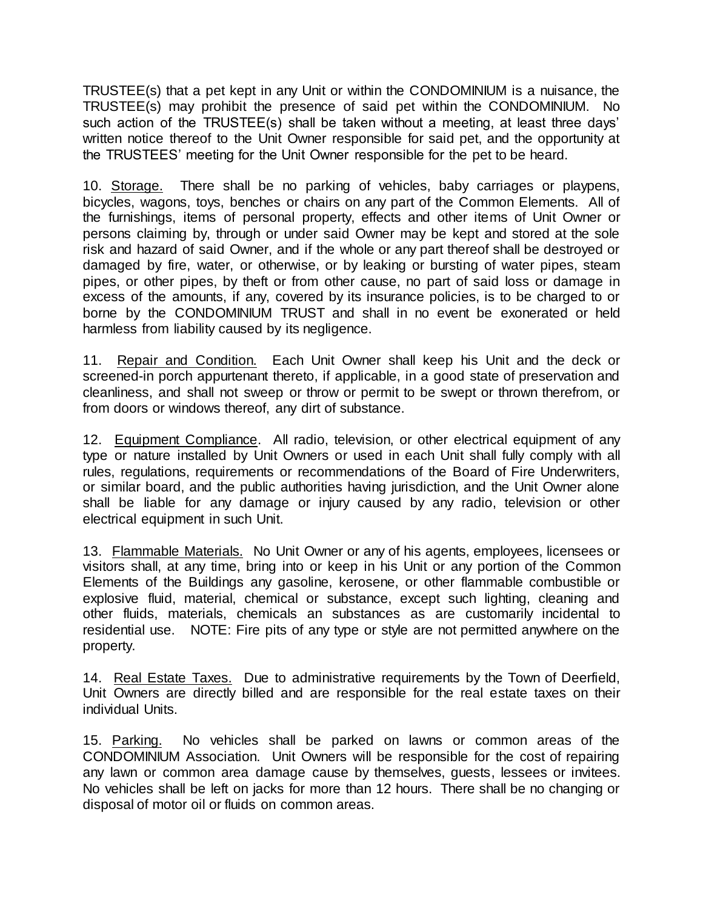TRUSTEE(s) that a pet kept in any Unit or within the CONDOMINIUM is a nuisance, the TRUSTEE(s) may prohibit the presence of said pet within the CONDOMINIUM. No such action of the TRUSTEE(s) shall be taken without a meeting, at least three days' written notice thereof to the Unit Owner responsible for said pet, and the opportunity at the TRUSTEES' meeting for the Unit Owner responsible for the pet to be heard.

10. Storage. There shall be no parking of vehicles, baby carriages or playpens, bicycles, wagons, toys, benches or chairs on any part of the Common Elements. All of the furnishings, items of personal property, effects and other items of Unit Owner or persons claiming by, through or under said Owner may be kept and stored at the sole risk and hazard of said Owner, and if the whole or any part thereof shall be destroyed or damaged by fire, water, or otherwise, or by leaking or bursting of water pipes, steam pipes, or other pipes, by theft or from other cause, no part of said loss or damage in excess of the amounts, if any, covered by its insurance policies, is to be charged to or borne by the CONDOMINIUM TRUST and shall in no event be exonerated or held harmless from liability caused by its negligence.

11. Repair and Condition. Each Unit Owner shall keep his Unit and the deck or screened-in porch appurtenant thereto, if applicable, in a good state of preservation and cleanliness, and shall not sweep or throw or permit to be swept or thrown therefrom, or from doors or windows thereof, any dirt of substance.

12. Equipment Compliance. All radio, television, or other electrical equipment of any type or nature installed by Unit Owners or used in each Unit shall fully comply with all rules, regulations, requirements or recommendations of the Board of Fire Underwriters, or similar board, and the public authorities having jurisdiction, and the Unit Owner alone shall be liable for any damage or injury caused by any radio, television or other electrical equipment in such Unit.

13. Flammable Materials. No Unit Owner or any of his agents, employees, licensees or visitors shall, at any time, bring into or keep in his Unit or any portion of the Common Elements of the Buildings any gasoline, kerosene, or other flammable combustible or explosive fluid, material, chemical or substance, except such lighting, cleaning and other fluids, materials, chemicals an substances as are customarily incidental to residential use. NOTE: Fire pits of any type or style are not permitted anywhere on the property.

14. Real Estate Taxes. Due to administrative requirements by the Town of Deerfield, Unit Owners are directly billed and are responsible for the real estate taxes on their individual Units.

15. Parking. No vehicles shall be parked on lawns or common areas of the CONDOMINIUM Association. Unit Owners will be responsible for the cost of repairing any lawn or common area damage cause by themselves, guests, lessees or invitees. No vehicles shall be left on jacks for more than 12 hours. There shall be no changing or disposal of motor oil or fluids on common areas.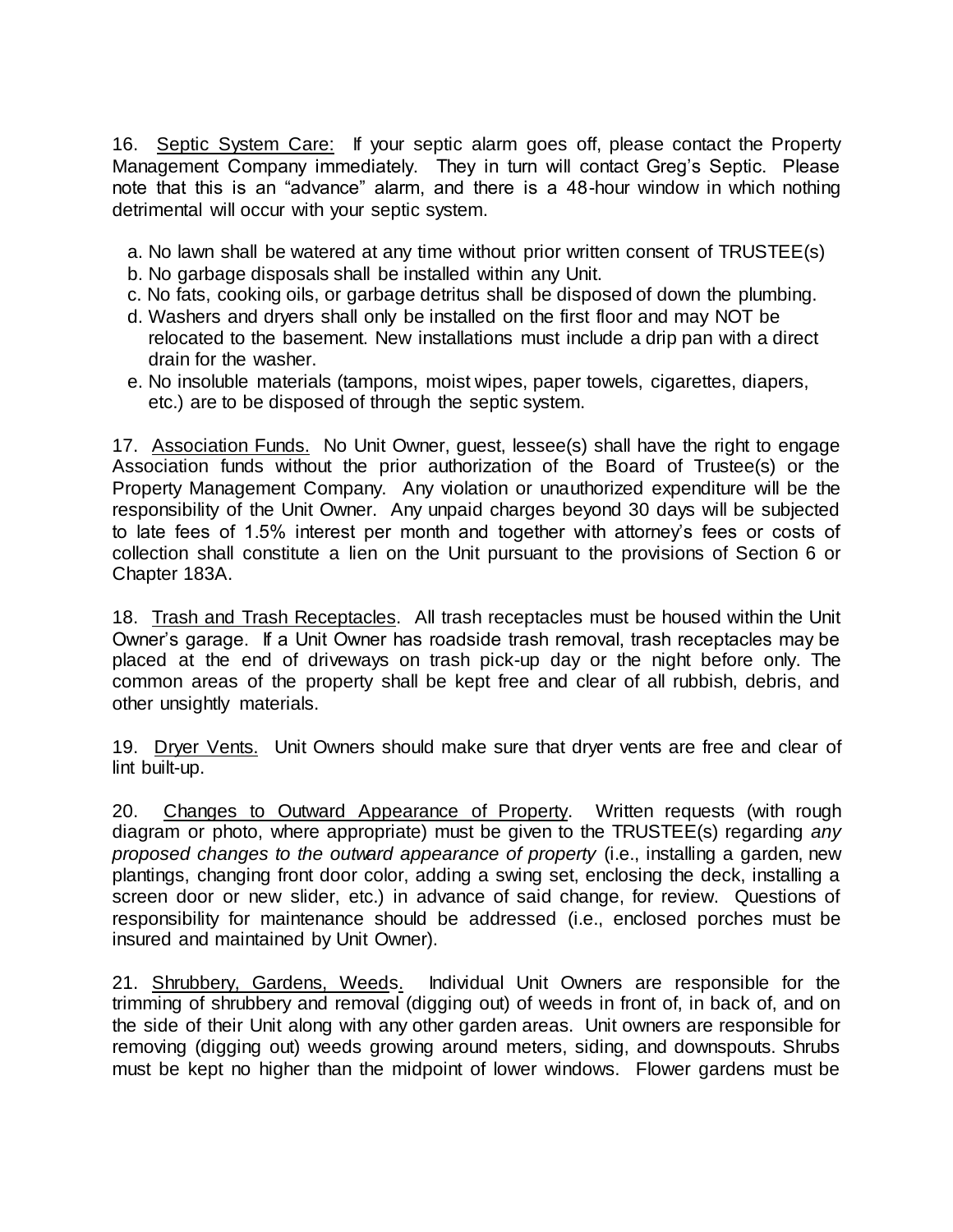16. Septic System Care: If your septic alarm goes off, please contact the Property Management Company immediately. They in turn will contact Greg's Septic. Please note that this is an "advance" alarm, and there is a 48-hour window in which nothing detrimental will occur with your septic system.

a. No lawn shall be watered at any time without prior written consent of TRUSTEE(s)
b. No garbage disposals shall be installed within any Unit.
c. No fats, cooking oils, or garbage detritus shall be disposed of down the plumbing.
d. Washers and dryers shall only be installed on the first floor and may NOT be relocated to the basement. New installations must include a drip pan with a direct drain for the washer.
e. No insoluble materials (tampons, moist wipes, paper towels, cigarettes, diapers, etc.) are to be disposed of through the septic system.

17. Association Funds. No Unit Owner, guest, lessee(s) shall have the right to engage Association funds without the prior authorization of the Board of Trustee(s) or the Property Management Company. Any violation or unauthorized expenditure will be the responsibility of the Unit Owner. Any unpaid charges beyond 30 days will be subjected to late fees of 1.5% interest per month and together with attorney's fees or costs of collection shall constitute a lien on the Unit pursuant to the provisions of Section 6 or Chapter 183A.

18. Trash and Trash Receptacles. All trash receptacles must be housed within the Unit Owner's garage. If a Unit Owner has roadside trash removal, trash receptacles may be placed at the end of driveways on trash pick-up day or the night before only. The common areas of the property shall be kept free and clear of all rubbish, debris, and other unsightly materials.

19. Dryer Vents. Unit Owners should make sure that dryer vents are free and clear of lint built-up.

20. Changes to Outward Appearance of Property. Written requests (with rough diagram or photo, where appropriate) must be given to the TRUSTEE(s) regarding *any proposed changes to the outward appearance of property* (i.e., installing a garden, new plantings, changing front door color, adding a swing set, enclosing the deck, installing a screen door or new slider, etc.) in advance of said change, for review. Questions of responsibility for maintenance should be addressed (i.e., enclosed porches must be insured and maintained by Unit Owner).

21. Shrubbery, Gardens, Weeds. Individual Unit Owners are responsible for the trimming of shrubbery and removal (digging out) of weeds in front of, in back of, and on the side of their Unit along with any other garden areas. Unit owners are responsible for removing (digging out) weeds growing around meters, siding, and downspouts. Shrubs must be kept no higher than the midpoint of lower windows. Flower gardens must be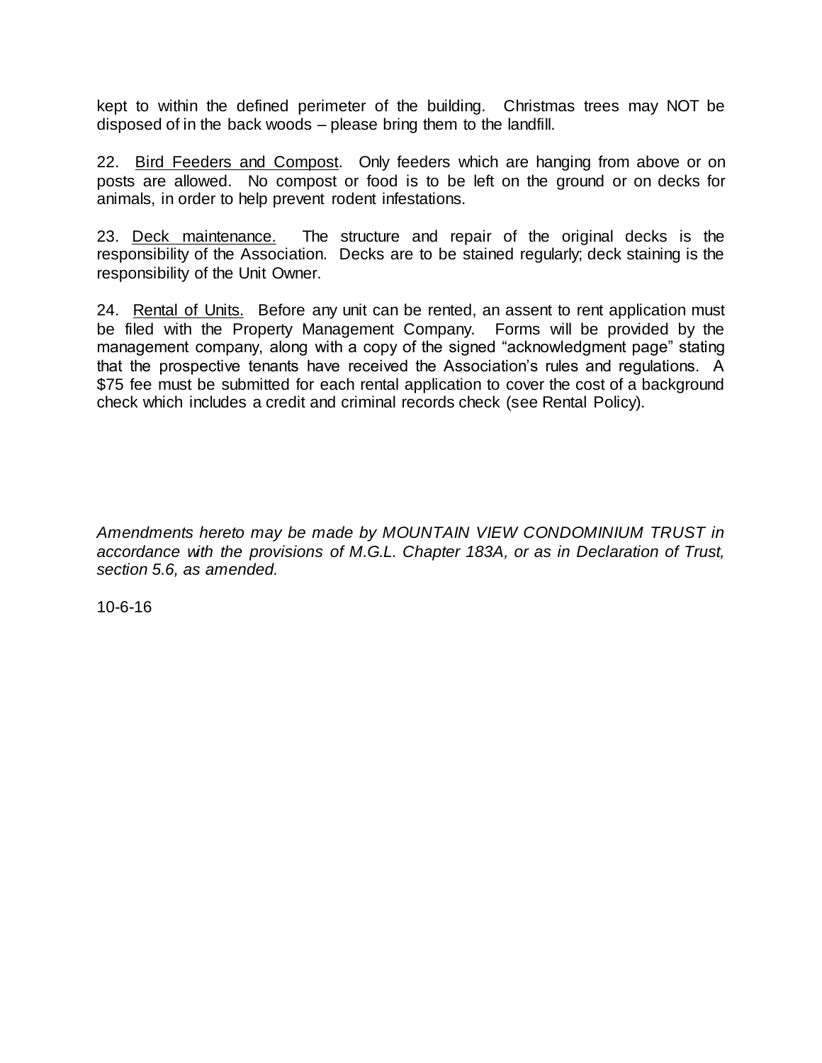kept to within the defined perimeter of the building. Christmas trees may NOT be disposed of in the back woods – please bring them to the landfill.

22. Bird Feeders and Compost. Only feeders which are hanging from above or on posts are allowed. No compost or food is to be left on the ground or on decks for animals, in order to help prevent rodent infestations.

23. Deck maintenance. The structure and repair of the original decks is the responsibility of the Association. Decks are to be stained regularly; deck staining is the responsibility of the Unit Owner.

24. Rental of Units. Before any unit can be rented, an assent to rent application must be filed with the Property Management Company. Forms will be provided by the management company, along with a copy of the signed "acknowledgment page" stating that the prospective tenants have received the Association's rules and regulations. A $75 fee must be submitted for each rental application to cover the cost of a background check which includes a credit and criminal records check (see Rental Policy).

*Amendments hereto may be made by MOUNTAIN VIEW CONDOMINIUM TRUST in accordance with the provisions of M.G.L. Chapter 183A, or as in Declaration of Trust, section 5.6, as amended.*

10-6-16